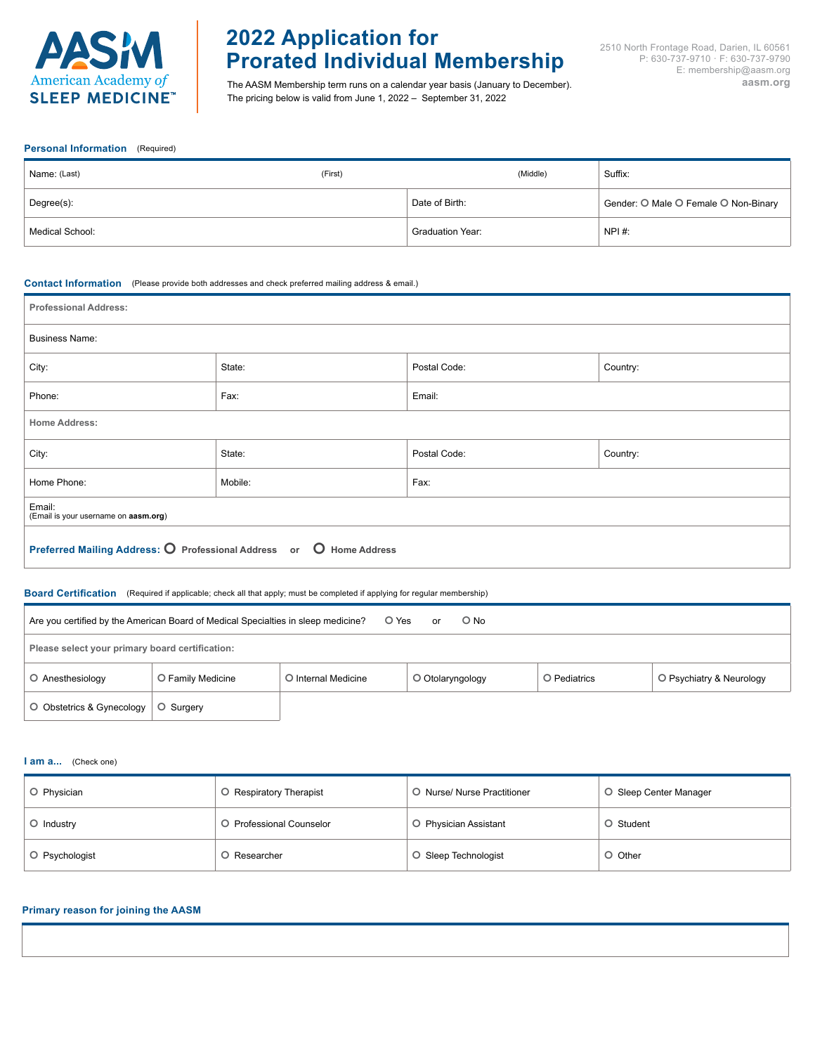# 2022 Application for Prorated Individual Membership

The AASM Membership term runs on a calendar year basis (January to December).
The pricing below is valid from June 1, 2022 – September 31, 2022

2510 North Frontage Road, Darien, IL 60561
P: 630-737-9710 · F: 630-737-9790
E: membership@aasm.org
aasm.org

## Personal Information (Required)

| Name: (Last) (First) (Middle) | | Suffix: |
|---|---|---|
| Degree(s): | Date of Birth: | Gender: O Male O Female O Non-Binary |
| Medical School: | Graduation Year: | NPI #: |

## Contact Information (Please provide both addresses and check preferred mailing address & email.)

| Professional Address: | | | |
|---|---|---|---|
| Business Name: | | | |
| City: | State: | Postal Code: | Country: |
| Phone: | Fax: | Email: | |
| **Home Address:** | | | |
| City: | State: | Postal Code: | Country: |
| Home Phone: | Mobile: | Fax: | |
| Email: (Email is your username on **aasm.org**) | | | |

**Preferred Mailing Address:** O Professional Address or O Home Address

## Board Certification (Required if applicable; check all that apply; must be completed if applying for regular membership)

Are you certified by the American Board of Medical Specialties in sleep medicine? O Yes or O No

**Please select your primary board certification:**

| | | | | | |
|---|---|---|---|---|---|
| O Anesthesiology | O Family Medicine | O Internal Medicine | O Otolaryngology | O Pediatrics | O Psychiatry & Neurology |
| O Obstetrics & Gynecology | O Surgery | | | | |

## I am a... (Check one)

| | | | |
|---|---|---|---|
| O Physician | O Respiratory Therapist | O Nurse/ Nurse Practitioner | O Sleep Center Manager |
| O Industry | O Professional Counselor | O Physician Assistant | O Student |
| O Psychologist | O Researcher | O Sleep Technologist | O Other |

## Primary reason for joining the AASM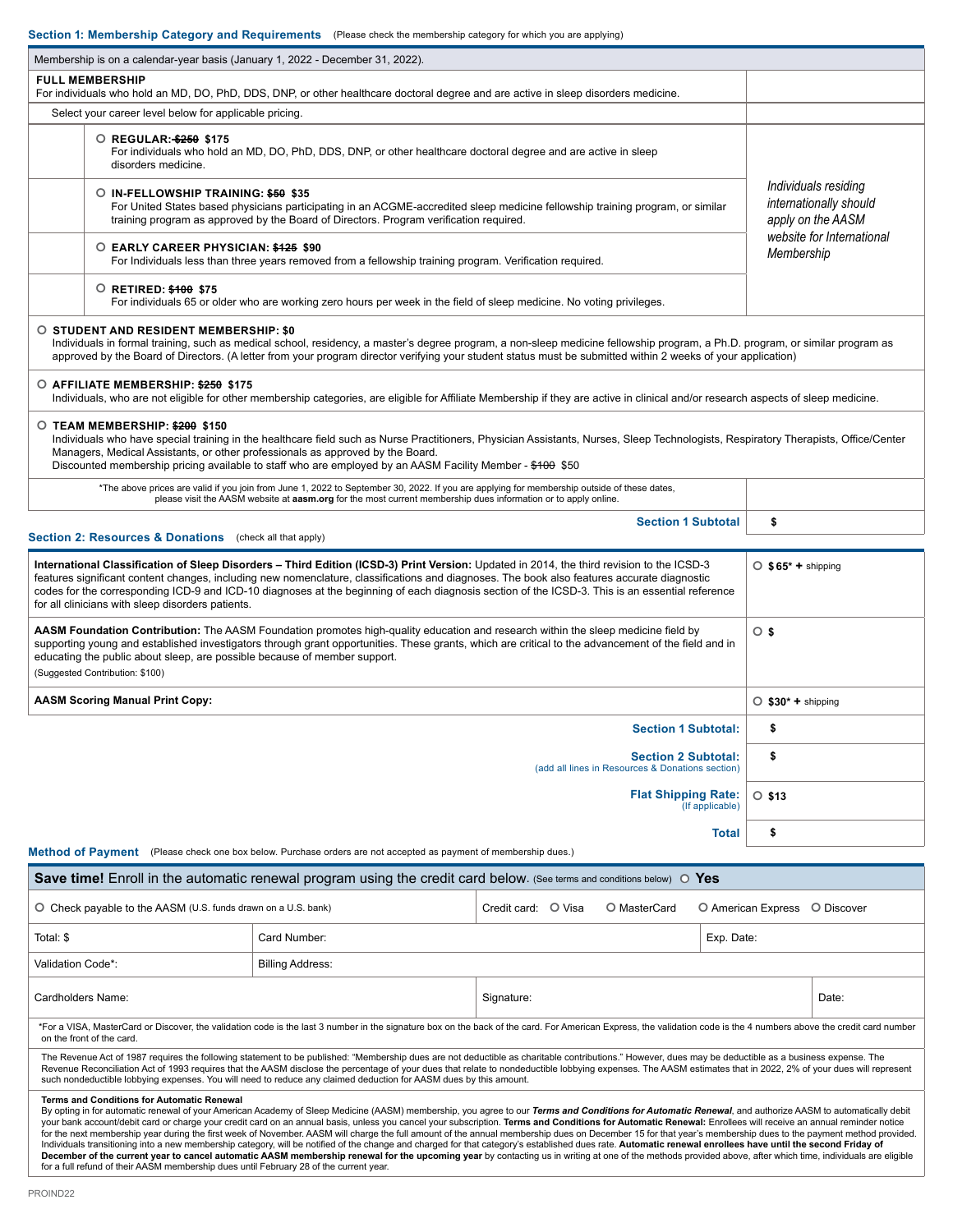## Section 1: Membership Category and Requirements

(Please check the membership category for which you are applying)

Membership is on a calendar-year basis (January 1, 2022 - December 31, 2022).

| | |
|---|---|
| **FULL MEMBERSHIP**<br>For individuals who hold an MD, DO, PhD, DDS, DNP, or other healthcare doctoral degree and are active in sleep disorders medicine. | |
| Select your career level below for applicable pricing. | |
| ○ **REGULAR: ~~$250~~ $175**<br>For individuals who hold an MD, DO, PhD, DDS, DNP, or other healthcare doctoral degree and are active in sleep disorders medicine. | *Individuals residing internationally should apply on the AASM website for International Membership* |
| ○ **IN-FELLOWSHIP TRAINING: ~~$50~~ $35**<br>For United States based physicians participating in an ACGME-accredited sleep medicine fellowship training program, or similar training program as approved by the Board of Directors. Program verification required. | |
| ○ **EARLY CAREER PHYSICIAN: ~~$125~~ $90**<br>For Individuals less than three years removed from a fellowship training program. Verification required. | |
| ○ **RETIRED: ~~$100~~ $75**<br>For individuals 65 or older who are working zero hours per week in the field of sleep medicine. No voting privileges. | |
| ○ **STUDENT AND RESIDENT MEMBERSHIP: $0**<br>Individuals in formal training, such as medical school, residency, a master's degree program, a non-sleep medicine fellowship program, a Ph.D. program, or similar program as approved by the Board of Directors. (A letter from your program director verifying your student status must be submitted within 2 weeks of your application) | |
| ○ **AFFILIATE MEMBERSHIP: ~~$250~~ $175**<br>Individuals, who are not eligible for other membership categories, are eligible for Affiliate Membership if they are active in clinical and/or research aspects of sleep medicine. | |
| ○ **TEAM MEMBERSHIP: ~~$200~~ $150**<br>Individuals who have special training in the healthcare field such as Nurse Practitioners, Physician Assistants, Nurses, Sleep Technologists, Respiratory Therapists, Office/Center Managers, Medical Assistants, or other professionals as approved by the Board.<br>Discounted membership pricing available to staff who are employed by an AASM Facility Member - ~~$100~~ $50 | |
| *The above prices are valid if you join from June 1, 2022 to September 30, 2022. If you are applying for membership outside of these dates, please visit the AASM website at **aasm.org** for the most current membership dues information or to apply online. | |
| **Section 1 Subtotal** | $ |

## Section 2: Resources & Donations

(check all that apply)

| | |
|---|---|
| **International Classification of Sleep Disorders – Third Edition (ICSD-3) Print Version:** Updated in 2014, the third revision to the ICSD-3 features significant content changes, including new nomenclature, classifications and diagnoses. The book also features accurate diagnostic codes for the corresponding ICD-9 and ICD-10 diagnoses at the beginning of each diagnosis section of the ICSD-3. This is an essential reference for all clinicians with sleep disorders patients. | ○ **$65\* +** shipping |
| **AASM Foundation Contribution:** The AASM Foundation promotes high-quality education and research within the sleep medicine field by supporting young and established investigators through grant opportunities. These grants, which are critical to the advancement of the field and in educating the public about sleep, are possible because of member support.<br>(Suggested Contribution: $100) | ○ $ |
| **AASM Scoring Manual Print Copy:** | ○ **$30\* +** shipping |
| **Section 1 Subtotal:** | $ |
| **Section 2 Subtotal:**<br>(add all lines in Resources & Donations section) | $ |
| **Flat Shipping Rate:**<br>(If applicable) | ○ $13 |
| **Total** | $ |

## Method of Payment

(Please check one box below. Purchase orders are not accepted as payment of membership dues.)

**Save time!** Enroll in the automatic renewal program using the credit card below. (See terms and conditions below) ○ **Yes**

| | | | |
|---|---|---|---|
| ○ Check payable to the AASM (U.S. funds drawn on a U.S. bank) | | Credit card: ○ Visa ○ MasterCard ○ American Express ○ Discover | |
| Total: $ | Card Number: | | Exp. Date: |
| Validation Code*: | Billing Address: | | |
| Cardholders Name: | | Signature: | Date: |

*For a VISA, MasterCard or Discover, the validation code is the last 3 number in the signature box on the back of the card. For American Express, the validation code is the 4 numbers above the credit card number on the front of the card.

The Revenue Act of 1987 requires the following statement to be published: "Membership dues are not deductible as charitable contributions." However, dues may be deductible as a business expense. The Revenue Reconciliation Act of 1993 requires that the AASM disclose the percentage of your dues that relate to nondeductible lobbying expenses. The AASM estimates that in 2022, 2% of your dues will represent such nondeductible lobbying expenses. You will need to reduce any claimed deduction for AASM dues by this amount.

**Terms and Conditions for Automatic Renewal**

By opting in for automatic renewal of your American Academy of Sleep Medicine (AASM) membership, you agree to our ***Terms and Conditions for Automatic Renewal***, and authorize AASM to automatically debit your bank account/debit card or charge your credit card on an annual basis, unless you cancel your subscription. **Terms and Conditions for Automatic Renewal:** Enrollees will receive an annual reminder notice for the next membership year during the first week of November. AASM will charge the full amount of the annual membership dues on December 15 for that year's membership dues to the payment method provided. Individuals transitioning into a new membership category, will be notified of the change and charged for that category's established dues rate. **Automatic renewal enrollees have until the second Friday of December of the current year to cancel automatic AASM membership renewal for the upcoming year** by contacting us in writing at one of the methods provided above, after which time, individuals are eligible for a full refund of their AASM membership dues until February 28 of the current year.

PROIND22